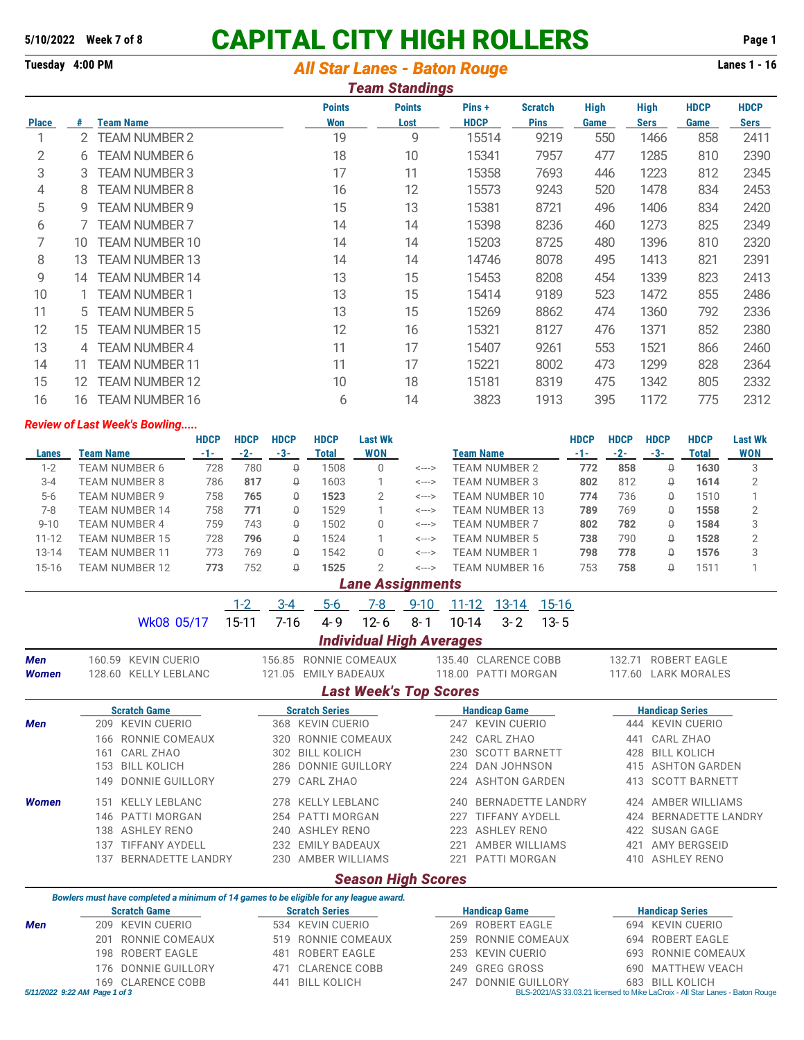5/10/2022 Week 7 of 8

# CAPITAL CITY HIGH ROLLERS

Tuesday 4:00 PM — *All Star Lanes - Baton Rouge* — Lanes 1 - 16

## Team Standings

| Place | # | Team Name | Points Won | Points Lost | Pins + HDCP | Scratch Pins | High Game | High Sers | HDCP Game | HDCP Sers |
|---|---|---|---|---|---|---|---|---|---|---|
| 1 | 2 | TEAM NUMBER 2 | 19 | 9 | 15514 | 9219 | 550 | 1466 | 858 | 2411 |
| 2 | 6 | TEAM NUMBER 6 | 18 | 10 | 15341 | 7957 | 477 | 1285 | 810 | 2390 |
| 3 | 3 | TEAM NUMBER 3 | 17 | 11 | 15358 | 7693 | 446 | 1223 | 812 | 2345 |
| 4 | 8 | TEAM NUMBER 8 | 16 | 12 | 15573 | 9243 | 520 | 1478 | 834 | 2453 |
| 5 | 9 | TEAM NUMBER 9 | 15 | 13 | 15381 | 8721 | 496 | 1406 | 834 | 2420 |
| 6 | 7 | TEAM NUMBER 7 | 14 | 14 | 15398 | 8236 | 460 | 1273 | 825 | 2349 |
| 7 | 10 | TEAM NUMBER 10 | 14 | 14 | 15203 | 8725 | 480 | 1396 | 810 | 2320 |
| 8 | 13 | TEAM NUMBER 13 | 14 | 14 | 14746 | 8078 | 495 | 1413 | 821 | 2391 |
| 9 | 14 | TEAM NUMBER 14 | 13 | 15 | 15453 | 8208 | 454 | 1339 | 823 | 2413 |
| 10 | 1 | TEAM NUMBER 1 | 13 | 15 | 15414 | 9189 | 523 | 1472 | 855 | 2486 |
| 11 | 5 | TEAM NUMBER 5 | 13 | 15 | 15269 | 8862 | 474 | 1360 | 792 | 2336 |
| 12 | 15 | TEAM NUMBER 15 | 12 | 16 | 15321 | 8127 | 476 | 1371 | 852 | 2380 |
| 13 | 4 | TEAM NUMBER 4 | 11 | 17 | 15407 | 9261 | 553 | 1521 | 866 | 2460 |
| 14 | 11 | TEAM NUMBER 11 | 11 | 17 | 15221 | 8002 | 473 | 1299 | 828 | 2364 |
| 15 | 12 | TEAM NUMBER 12 | 10 | 18 | 15181 | 8319 | 475 | 1342 | 805 | 2332 |
| 16 | 16 | TEAM NUMBER 16 | 6 | 14 | 3823 | 1913 | 395 | 1172 | 775 | 2312 |

## *Review of Last Week's Bowling.....*

| Lanes | Team Name | HDCP -1- | HDCP -2- | HDCP -3- | HDCP Total | Last Wk WON | | Team Name | HDCP -1- | HDCP -2- | HDCP -3- | HDCP Total | Last Wk WON |
|---|---|---|---|---|---|---|---|---|---|---|---|---|---|
| 1-2 | TEAM NUMBER 6 | 728 | 780 | 0 | 1508 | 0 | <---> | TEAM NUMBER 2 | **772** | **858** | 0 | **1630** | 3 |
| 3-4 | TEAM NUMBER 8 | 786 | **817** | 0 | 1603 | 1 | <---> | TEAM NUMBER 3 | **802** | 812 | 0 | **1614** | 2 |
| 5-6 | TEAM NUMBER 9 | 758 | **765** | 0 | **1523** | 2 | <---> | TEAM NUMBER 10 | **774** | 736 | 0 | 1510 | 1 |
| 7-8 | TEAM NUMBER 14 | 758 | **771** | 0 | 1529 | 1 | <---> | TEAM NUMBER 13 | **789** | 769 | 0 | **1558** | 2 |
| 9-10 | TEAM NUMBER 4 | 759 | 743 | 0 | 1502 | 0 | <---> | TEAM NUMBER 7 | **802** | **782** | 0 | **1584** | 3 |
| 11-12 | TEAM NUMBER 15 | 728 | **796** | 0 | 1524 | 1 | <---> | TEAM NUMBER 5 | **738** | 790 | 0 | **1528** | 2 |
| 13-14 | TEAM NUMBER 11 | 773 | 769 | 0 | 1542 | 0 | <---> | TEAM NUMBER 1 | **798** | **778** | 0 | **1576** | 3 |
| 15-16 | TEAM NUMBER 12 | **773** | 752 | 0 | **1525** | 2 | <---> | TEAM NUMBER 16 | 753 | **758** | 0 | 1511 | 1 |

## Lane Assignments

| | 1-2 | 3-4 | 5-6 | 7-8 | 9-10 | 11-12 | 13-14 | 15-16 |
|---|---|---|---|---|---|---|---|---|
| Wk08 05/17 | 15-11 | 7-16 | 4-9 | 12-6 | 8-1 | 10-14 | 3-2 | 13-5 |

## Individual High Averages

| | | | | |
|---|---|---|---|---|
| **Men** | 160.59 KEVIN CUERIO | 156.85 RONNIE COMEAUX | 135.40 CLARENCE COBB | 132.71 ROBERT EAGLE |
| **Women** | 128.60 KELLY LEBLANC | 121.05 EMILY BADEAUX | 118.00 PATTI MORGAN | 117.60 LARK MORALES |

## Last Week's Top Scores

| | Scratch Game | Scratch Series | Handicap Game | Handicap Series |
|---|---|---|---|---|
| **Men** | 209 KEVIN CUERIO | 368 KEVIN CUERIO | 247 KEVIN CUERIO | 444 KEVIN CUERIO |
| | 166 RONNIE COMEAUX | 320 RONNIE COMEAUX | 242 CARL ZHAO | 441 CARL ZHAO |
| | 161 CARL ZHAO | 302 BILL KOLICH | 230 SCOTT BARNETT | 428 BILL KOLICH |
| | 153 BILL KOLICH | 286 DONNIE GUILLORY | 224 DAN JOHNSON | 415 ASHTON GARDEN |
| | 149 DONNIE GUILLORY | 279 CARL ZHAO | 224 ASHTON GARDEN | 413 SCOTT BARNETT |
| **Women** | 151 KELLY LEBLANC | 278 KELLY LEBLANC | 240 BERNADETTE LANDRY | 424 AMBER WILLIAMS |
| | 146 PATTI MORGAN | 254 PATTI MORGAN | 227 TIFFANY AYDELL | 424 BERNADETTE LANDRY |
| | 138 ASHLEY RENO | 240 ASHLEY RENO | 223 ASHLEY RENO | 422 SUSAN GAGE |
| | 137 TIFFANY AYDELL | 232 EMILY BADEAUX | 221 AMBER WILLIAMS | 421 AMY BERGSEID |
| | 137 BERNADETTE LANDRY | 230 AMBER WILLIAMS | 221 PATTI MORGAN | 410 ASHLEY RENO |

## Season High Scores

*Bowlers must have completed a minimum of 14 games to be eligible for any league award.*

| | Scratch Game | Scratch Series | Handicap Game | Handicap Series |
|---|---|---|---|---|
| **Men** | 209 KEVIN CUERIO | 534 KEVIN CUERIO | 269 ROBERT EAGLE | 694 KEVIN CUERIO |
| | 201 RONNIE COMEAUX | 519 RONNIE COMEAUX | 259 RONNIE COMEAUX | 694 ROBERT EAGLE |
| | 198 ROBERT EAGLE | 481 ROBERT EAGLE | 253 KEVIN CUERIO | 693 RONNIE COMEAUX |
| | 176 DONNIE GUILLORY | 471 CLARENCE COBB | 249 GREG GROSS | 690 MATTHEW VEACH |
| | 169 CLARENCE COBB | 441 BILL KOLICH | 247 DONNIE GUILLORY | 683 BILL KOLICH |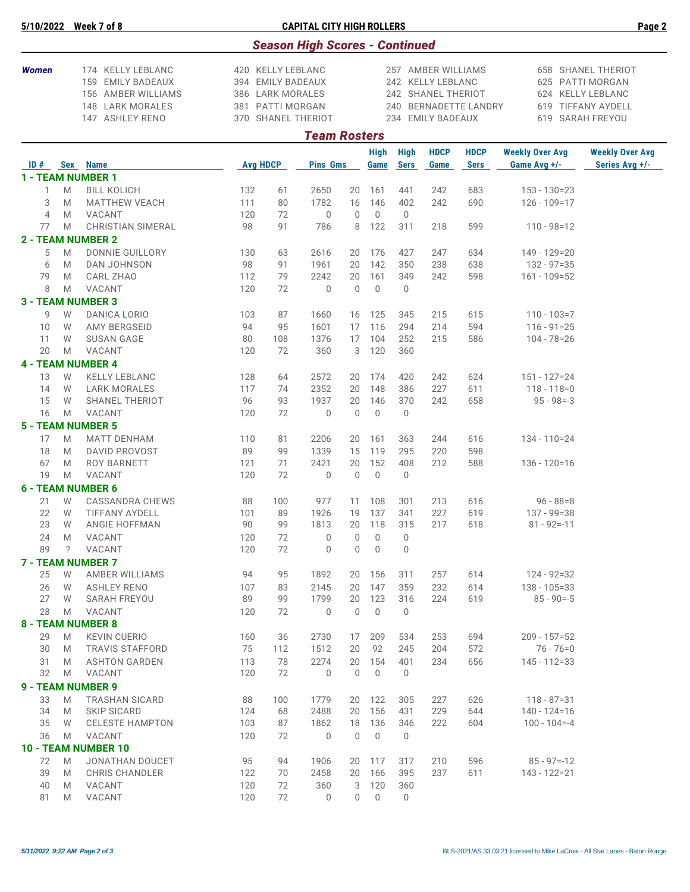5/10/2022 Week 7 of 8 **CAPITAL CITY HIGH ROLLERS**

## *Season High Scores - Continued*

| | | | | |
|---|---|---|---|---|
| ***Women*** | 174 KELLY LEBLANC | 420 KELLY LEBLANC | 257 AMBER WILLIAMS | 658 SHANEL THERIOT |
| | 159 EMILY BADEAUX | 394 EMILY BADEAUX | 242 KELLY LEBLANC | 625 PATTI MORGAN |
| | 156 AMBER WILLIAMS | 386 LARK MORALES | 242 SHANEL THERIOT | 624 KELLY LEBLANC |
| | 148 LARK MORALES | 381 PATTI MORGAN | 240 BERNADETTE LANDRY | 619 TIFFANY AYDELL |
| | 147 ASHLEY RENO | 370 SHANEL THERIOT | 234 EMILY BADEAUX | 619 SARAH FREYOU |

## *Team Rosters*

| ID # | Sex | Name | Avg | HDCP | Pins | Gms | High Game | High Sers | HDCP Game | HDCP Sers | Weekly Over Avg Game Avg +/- | Weekly Over Avg Series Avg +/- |
|---|---|---|---|---|---|---|---|---|---|---|---|---|
| **1 - TEAM NUMBER 1** | | | | | | | | | | | | |
| 1 | M | BILL KOLICH | 132 | 61 | 2650 | 20 | 161 | 441 | 242 | 683 | 153 - 130=23 | |
| 3 | M | MATTHEW VEACH | 111 | 80 | 1782 | 16 | 146 | 402 | 242 | 690 | 126 - 109=17 | |
| 4 | M | VACANT | 120 | 72 | 0 | 0 | 0 | 0 | | | | |
| 77 | M | CHRISTIAN SIMERAL | 98 | 91 | 786 | 8 | 122 | 311 | 218 | 599 | 110 - 98=12 | |
| **2 - TEAM NUMBER 2** | | | | | | | | | | | | |
| 5 | M | DONNIE GUILLORY | 130 | 63 | 2616 | 20 | 176 | 427 | 247 | 634 | 149 - 129=20 | |
| 6 | M | DAN JOHNSON | 98 | 91 | 1961 | 20 | 142 | 350 | 238 | 638 | 132 - 97=35 | |
| 79 | M | CARL ZHAO | 112 | 79 | 2242 | 20 | 161 | 349 | 242 | 598 | 161 - 109=52 | |
| 8 | M | VACANT | 120 | 72 | 0 | 0 | 0 | 0 | | | | |
| **3 - TEAM NUMBER 3** | | | | | | | | | | | | |
| 9 | W | DANICA LORIO | 103 | 87 | 1660 | 16 | 125 | 345 | 215 | 615 | 110 - 103=7 | |
| 10 | W | AMY BERGSEID | 94 | 95 | 1601 | 17 | 116 | 294 | 214 | 594 | 116 - 91=25 | |
| 11 | W | SUSAN GAGE | 80 | 108 | 1376 | 17 | 104 | 252 | 215 | 586 | 104 - 78=26 | |
| 20 | M | VACANT | 120 | 72 | 360 | 3 | 120 | 360 | | | | |
| **4 - TEAM NUMBER 4** | | | | | | | | | | | | |
| 13 | W | KELLY LEBLANC | 128 | 64 | 2572 | 20 | 174 | 420 | 242 | 624 | 151 - 127=24 | |
| 14 | W | LARK MORALES | 117 | 74 | 2352 | 20 | 148 | 386 | 227 | 611 | 118 - 118=0 | |
| 15 | W | SHANEL THERIOT | 96 | 93 | 1937 | 20 | 146 | 370 | 242 | 658 | 95 - 98=-3 | |
| 16 | M | VACANT | 120 | 72 | 0 | 0 | 0 | 0 | | | | |
| **5 - TEAM NUMBER 5** | | | | | | | | | | | | |
| 17 | M | MATT DENHAM | 110 | 81 | 2206 | 20 | 161 | 363 | 244 | 616 | 134 - 110=24 | |
| 18 | M | DAVID PROVOST | 89 | 99 | 1339 | 15 | 119 | 295 | 220 | 598 | | |
| 67 | M | ROY BARNETT | 121 | 71 | 2421 | 20 | 152 | 408 | 212 | 588 | 136 - 120=16 | |
| 19 | M | VACANT | 120 | 72 | 0 | 0 | 0 | 0 | | | | |
| **6 - TEAM NUMBER 6** | | | | | | | | | | | | |
| 21 | W | CASSANDRA CHEWS | 88 | 100 | 977 | 11 | 108 | 301 | 213 | 616 | 96 - 88=8 | |
| 22 | W | TIFFANY AYDELL | 101 | 89 | 1926 | 19 | 137 | 341 | 227 | 619 | 137 - 99=38 | |
| 23 | W | ANGIE HOFFMAN | 90 | 99 | 1813 | 20 | 118 | 315 | 217 | 618 | 81 - 92=-11 | |
| 24 | M | VACANT | 120 | 72 | 0 | 0 | 0 | 0 | | | | |
| 89 | ? | VACANT | 120 | 72 | 0 | 0 | 0 | 0 | | | | |
| **7 - TEAM NUMBER 7** | | | | | | | | | | | | |
| 25 | W | AMBER WILLIAMS | 94 | 95 | 1892 | 20 | 156 | 311 | 257 | 614 | 124 - 92=32 | |
| 26 | W | ASHLEY RENO | 107 | 83 | 2145 | 20 | 147 | 359 | 232 | 614 | 138 - 105=33 | |
| 27 | W | SARAH FREYOU | 89 | 99 | 1799 | 20 | 123 | 316 | 224 | 619 | 85 - 90=-5 | |
| 28 | M | VACANT | 120 | 72 | 0 | 0 | 0 | 0 | | | | |
| **8 - TEAM NUMBER 8** | | | | | | | | | | | | |
| 29 | M | KEVIN CUERIO | 160 | 36 | 2730 | 17 | 209 | 534 | 253 | 694 | 209 - 157=52 | |
| 30 | M | TRAVIS STAFFORD | 75 | 112 | 1512 | 20 | 92 | 245 | 204 | 572 | 76 - 76=0 | |
| 31 | M | ASHTON GARDEN | 113 | 78 | 2274 | 20 | 154 | 401 | 234 | 656 | 145 - 112=33 | |
| 32 | M | VACANT | 120 | 72 | 0 | 0 | 0 | 0 | | | | |
| **9 - TEAM NUMBER 9** | | | | | | | | | | | | |
| 33 | M | TRASHAN SICARD | 88 | 100 | 1779 | 20 | 122 | 305 | 227 | 626 | 118 - 87=31 | |
| 34 | M | SKIP SICARD | 124 | 68 | 2488 | 20 | 156 | 431 | 229 | 644 | 140 - 124=16 | |
| 35 | W | CELESTE HAMPTON | 103 | 87 | 1862 | 18 | 136 | 346 | 222 | 604 | 100 - 104=-4 | |
| 36 | M | VACANT | 120 | 72 | 0 | 0 | 0 | 0 | | | | |
| **10 - TEAM NUMBER 10** | | | | | | | | | | | | |
| 72 | M | JONATHAN DOUCET | 95 | 94 | 1906 | 20 | 117 | 317 | 210 | 596 | 85 - 97=-12 | |
| 39 | M | CHRIS CHANDLER | 122 | 70 | 2458 | 20 | 166 | 395 | 237 | 611 | 143 - 122=21 | |
| 40 | M | VACANT | 120 | 72 | 360 | 3 | 120 | 360 | | | | |
| 81 | M | VACANT | 120 | 72 | 0 | 0 | 0 | 0 | | | | |

BLS-2021/AS 33.03.21 licensed to Mike LaCroix - All Star Lanes - Baton Rouge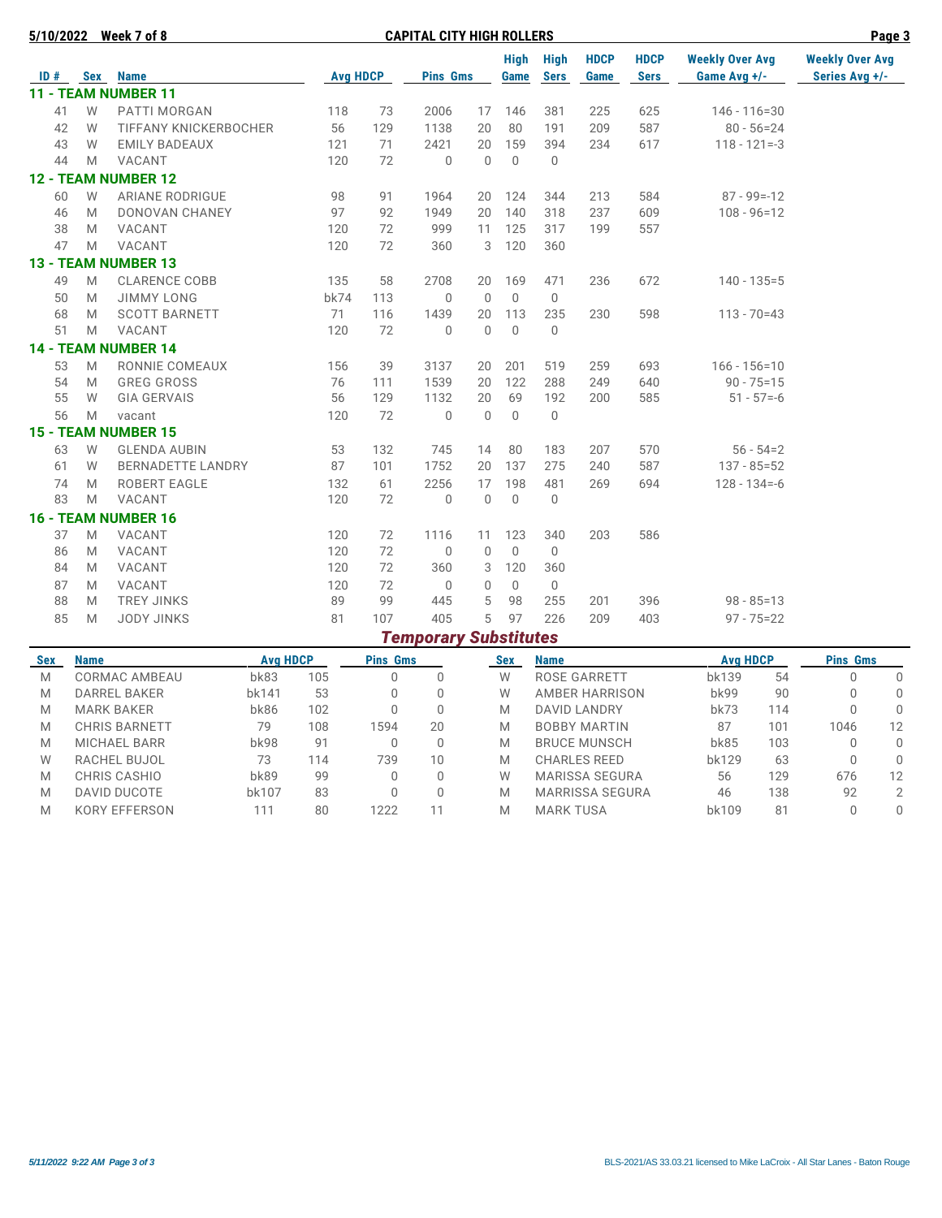5/10/2022 Week 7 of 8 — CAPITAL CITY HIGH ROLLERS

| ID # | Sex | Name | Avg | HDCP | Pins | Gms | High Game | High Sers | HDCP Game | HDCP Sers | Weekly Over Avg Game Avg +/- | Weekly Over Avg Series Avg +/- |
|---|---|---|---|---|---|---|---|---|---|---|---|---|
| **11 - TEAM NUMBER 11** | | | | | | | | | | | | |
| 41 | W | PATTI MORGAN | 118 | 73 | 2006 | 17 | 146 | 381 | 225 | 625 | 146 - 116=30 | |
| 42 | W | TIFFANY KNICKERBOCHER | 56 | 129 | 1138 | 20 | 80 | 191 | 209 | 587 | 80 - 56=24 | |
| 43 | W | EMILY BADEAUX | 121 | 71 | 2421 | 20 | 159 | 394 | 234 | 617 | 118 - 121=-3 | |
| 44 | M | VACANT | 120 | 72 | 0 | 0 | 0 | 0 | | | | |
| **12 - TEAM NUMBER 12** | | | | | | | | | | | | |
| 60 | W | ARIANE RODRIGUE | 98 | 91 | 1964 | 20 | 124 | 344 | 213 | 584 | 87 - 99=-12 | |
| 46 | M | DONOVAN CHANEY | 97 | 92 | 1949 | 20 | 140 | 318 | 237 | 609 | 108 - 96=12 | |
| 38 | M | VACANT | 120 | 72 | 999 | 11 | 125 | 317 | 199 | 557 | | |
| 47 | M | VACANT | 120 | 72 | 360 | 3 | 120 | 360 | | | | |
| **13 - TEAM NUMBER 13** | | | | | | | | | | | | |
| 49 | M | CLARENCE COBB | 135 | 58 | 2708 | 20 | 169 | 471 | 236 | 672 | 140 - 135=5 | |
| 50 | M | JIMMY LONG | bk74 | 113 | 0 | 0 | 0 | 0 | | | | |
| 68 | M | SCOTT BARNETT | 71 | 116 | 1439 | 20 | 113 | 235 | 230 | 598 | 113 - 70=43 | |
| 51 | M | VACANT | 120 | 72 | 0 | 0 | 0 | 0 | | | | |
| **14 - TEAM NUMBER 14** | | | | | | | | | | | | |
| 53 | M | RONNIE COMEAUX | 156 | 39 | 3137 | 20 | 201 | 519 | 259 | 693 | 166 - 156=10 | |
| 54 | M | GREG GROSS | 76 | 111 | 1539 | 20 | 122 | 288 | 249 | 640 | 90 - 75=15 | |
| 55 | W | GIA GERVAIS | 56 | 129 | 1132 | 20 | 69 | 192 | 200 | 585 | 51 - 57=-6 | |
| 56 | M | vacant | 120 | 72 | 0 | 0 | 0 | 0 | | | | |
| **15 - TEAM NUMBER 15** | | | | | | | | | | | | |
| 63 | W | GLENDA AUBIN | 53 | 132 | 745 | 14 | 80 | 183 | 207 | 570 | 56 - 54=2 | |
| 61 | W | BERNADETTE LANDRY | 87 | 101 | 1752 | 20 | 137 | 275 | 240 | 587 | 137 - 85=52 | |
| 74 | M | ROBERT EAGLE | 132 | 61 | 2256 | 17 | 198 | 481 | 269 | 694 | 128 - 134=-6 | |
| 83 | M | VACANT | 120 | 72 | 0 | 0 | 0 | 0 | | | | |
| **16 - TEAM NUMBER 16** | | | | | | | | | | | | |
| 37 | M | VACANT | 120 | 72 | 1116 | 11 | 123 | 340 | 203 | 586 | | |
| 86 | M | VACANT | 120 | 72 | 0 | 0 | 0 | 0 | | | | |
| 84 | M | VACANT | 120 | 72 | 360 | 3 | 120 | 360 | | | | |
| 87 | M | VACANT | 120 | 72 | 0 | 0 | 0 | 0 | | | | |
| 88 | M | TREY JINKS | 89 | 99 | 445 | 5 | 98 | 255 | 201 | 396 | 98 - 85=13 | |
| 85 | M | JODY JINKS | 81 | 107 | 405 | 5 | 97 | 226 | 209 | 403 | 97 - 75=22 | |

## *Temporary Substitutes*

| Sex | Name | Avg | HDCP | Pins | Gms | Sex | Name | Avg | HDCP | Pins | Gms |
|---|---|---|---|---|---|---|---|---|---|---|---|
| M | CORMAC AMBEAU | bk83 | 105 | 0 | 0 | W | ROSE GARRETT | bk139 | 54 | 0 | 0 |
| M | DARREL BAKER | bk141 | 53 | 0 | 0 | W | AMBER HARRISON | bk99 | 90 | 0 | 0 |
| M | MARK BAKER | bk86 | 102 | 0 | 0 | M | DAVID LANDRY | bk73 | 114 | 0 | 0 |
| M | CHRIS BARNETT | 79 | 108 | 1594 | 20 | M | BOBBY MARTIN | 87 | 101 | 1046 | 12 |
| M | MICHAEL BARR | bk98 | 91 | 0 | 0 | M | BRUCE MUNSCH | bk85 | 103 | 0 | 0 |
| W | RACHEL BUJOL | 73 | 114 | 739 | 10 | M | CHARLES REED | bk129 | 63 | 0 | 0 |
| M | CHRIS CASHIO | bk89 | 99 | 0 | 0 | W | MARISSA SEGURA | 56 | 129 | 676 | 12 |
| M | DAVID DUCOTE | bk107 | 83 | 0 | 0 | M | MARRISSA SEGURA | 46 | 138 | 92 | 2 |
| M | KORY EFFERSON | 111 | 80 | 1222 | 11 | M | MARK TUSA | bk109 | 81 | 0 | 0 |

*5/11/2022 9:22 AM*

BLS-2021/AS 33.03.21 licensed to Mike LaCroix - All Star Lanes - Baton Rouge